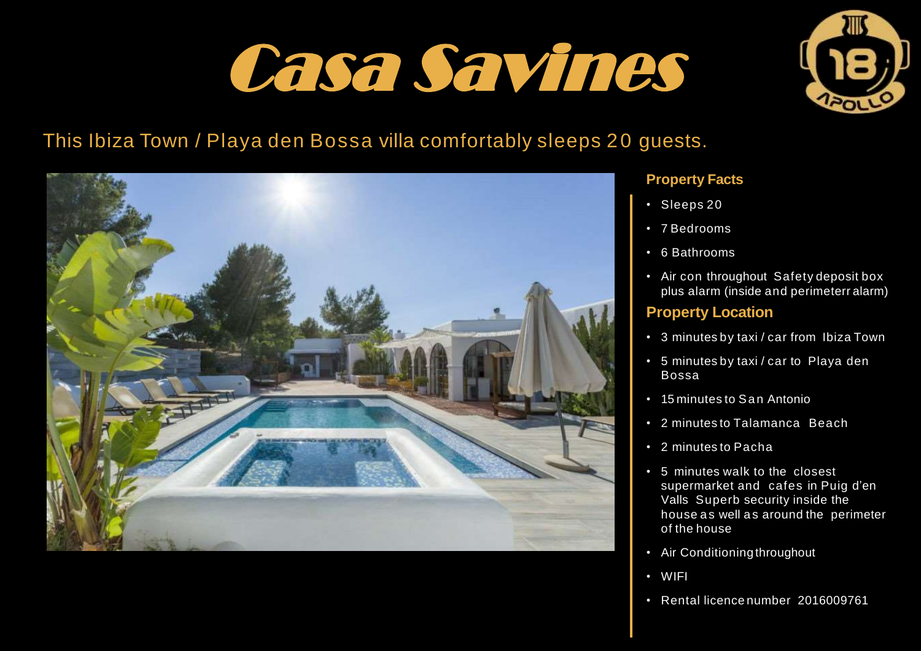# Casa Savines

This Ibiza Town / Playa den Bossa villa comfortably sleeps 20 guests.

### Property Facts

- Sleeps 20
- 7 Bedrooms
- 6 Bathrooms
- Air con throughout Safety deposit box plus alarm (inside and perimeterr alarm)

### Property Location

- 3 minutes by taxi / car from Ibiza Town
- 5 minutes by taxi / car to Playa den Bossa
- 15 minutes to San Antonio
- 2 minutes to Talamanca Beach
- 2 minutes to Pacha
- 5 minutes walk to the closest supermarket and cafes in Puig d'en Valls Superb security inside the house as well as around the perimeter of the house
- Air Conditioning throughout
- WIFI
- Rental licence number 2016009761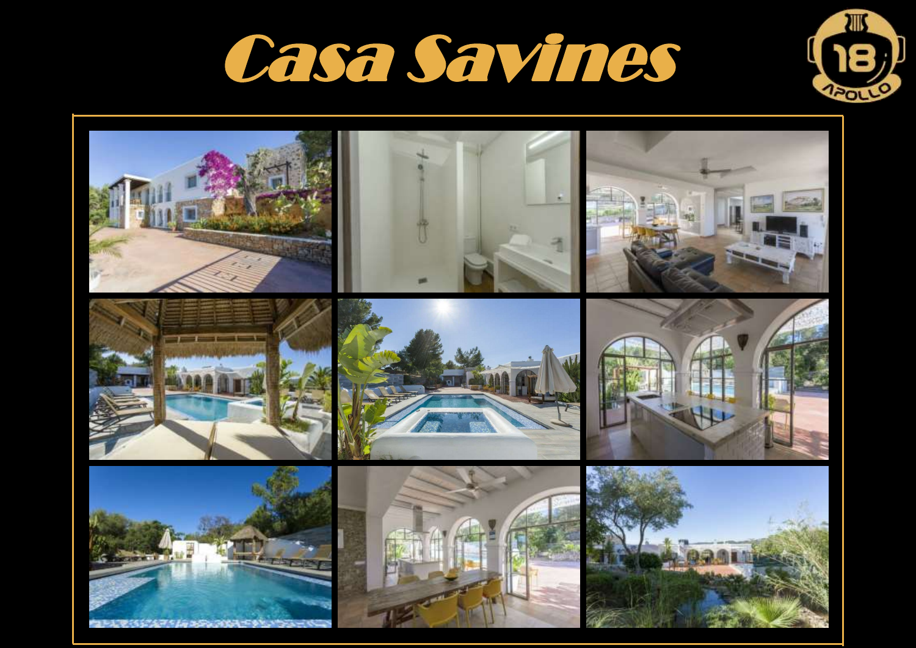# Casa Savines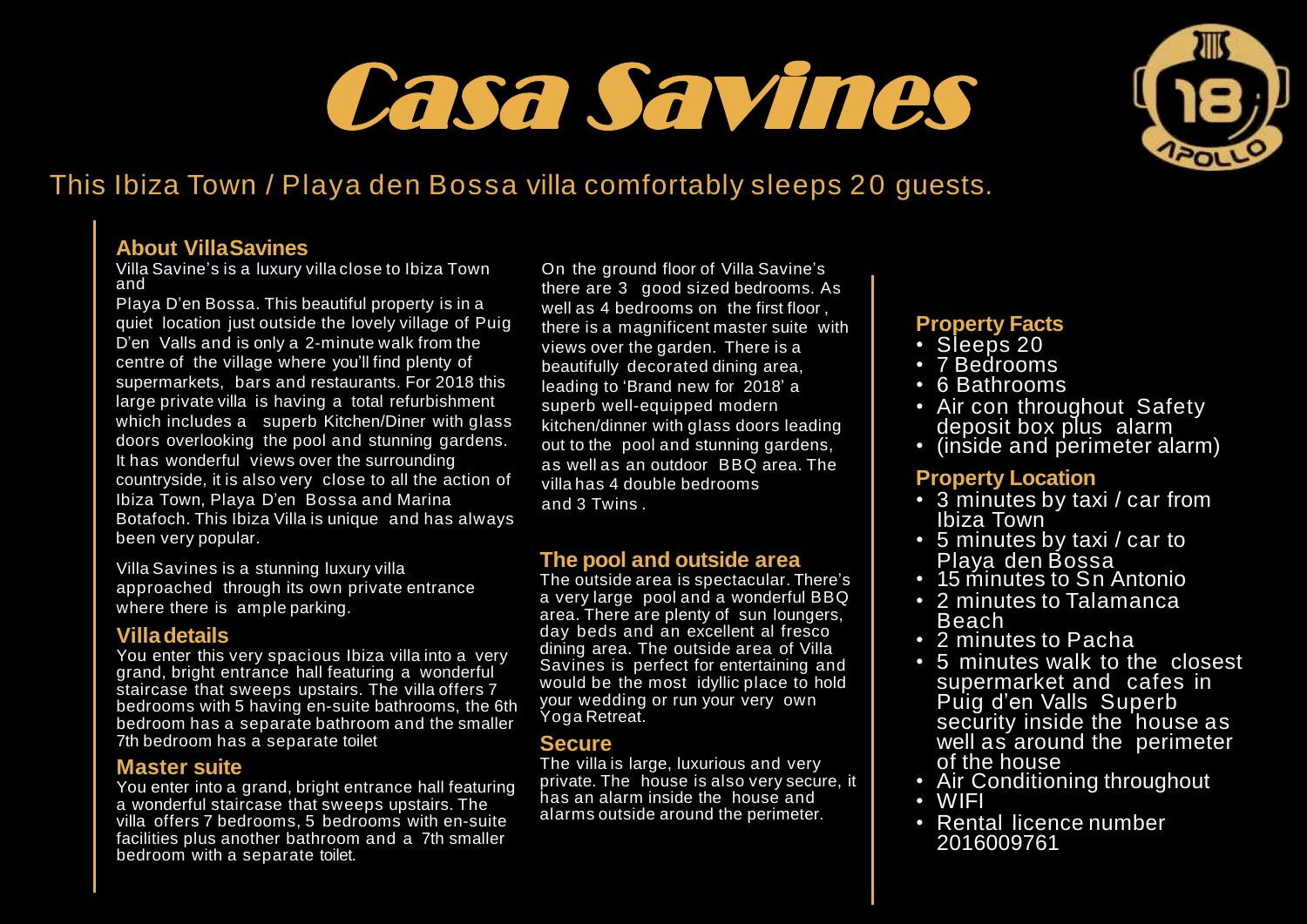# Casa Savines

This Ibiza Town / Playa den Bossa villa comfortably sleeps 20 guests.

## About Villa Savines

Villa Savine's is a luxury villa close to Ibiza Town and

Playa D'en Bossa. This beautiful property is in a quiet location just outside the lovely village of Puig D'en Valls and is only a 2-minute walk from the centre of the village where you'll find plenty of supermarkets, bars and restaurants. For 2018 this large private villa is having a total refurbishment which includes a superb Kitchen/Diner with glass doors overlooking the pool and stunning gardens. It has wonderful views over the surrounding countryside, it is also very close to all the action of Ibiza Town, Playa D'en Bossa and Marina Botafoch. This Ibiza Villa is unique and has always been very popular.

Villa Savines is a stunning luxury villa approached through its own private entrance where there is ample parking.

## Villa details

You enter this very spacious Ibiza villa into a very grand, bright entrance hall featuring a wonderful staircase that sweeps upstairs. The villa offers 7 bedrooms with 5 having en-suite bathrooms, the 6th bedroom has a separate bathroom and the smaller 7th bedroom has a separate toilet

## Master suite

You enter into a grand, bright entrance hall featuring a wonderful staircase that sweeps upstairs. The villa offers 7 bedrooms, 5 bedrooms with en-suite facilities plus another bathroom and a 7th smaller bedroom with a separate toilet.

On the ground floor of Villa Savine's there are 3 good sized bedrooms. As well as 4 bedrooms on the first floor, there is a magnificent master suite with views over the garden. There is a beautifully decorated dining area, leading to 'Brand new for 2018' a superb well-equipped modern kitchen/dinner with glass doors leading out to the pool and stunning gardens, as well as an outdoor BBQ area. The villa has 4 double bedrooms and 3 Twins.

## The pool and outside area

The outside area is spectacular. There's a very large pool and a wonderful BBQ area. There are plenty of sun loungers, day beds and an excellent al fresco dining area. The outside area of Villa Savines is perfect for entertaining and would be the most idyllic place to hold your wedding or run your very own Yoga Retreat.

## Secure

The villa is large, luxurious and very private. The house is also very secure, it has an alarm inside the house and alarms outside around the perimeter.

## Property Facts

- Sleeps 20
- 7 Bedrooms
- 6 Bathrooms
- Air con throughout Safety deposit box plus alarm
- (inside and perimeter alarm)

## Property Location

- 3 minutes by taxi / car from Ibiza Town
- 5 minutes by taxi / car to Playa den Bossa
- 15 minutes to Sn Antonio
- 2 minutes to Talamanca Beach
- 2 minutes to Pacha
- 5 minutes walk to the closest supermarket and cafes in Puig d'en Valls Superb security inside the house as well as around the perimeter of the house
- Air Conditioning throughout
- WIFI
- Rental licence number 2016009761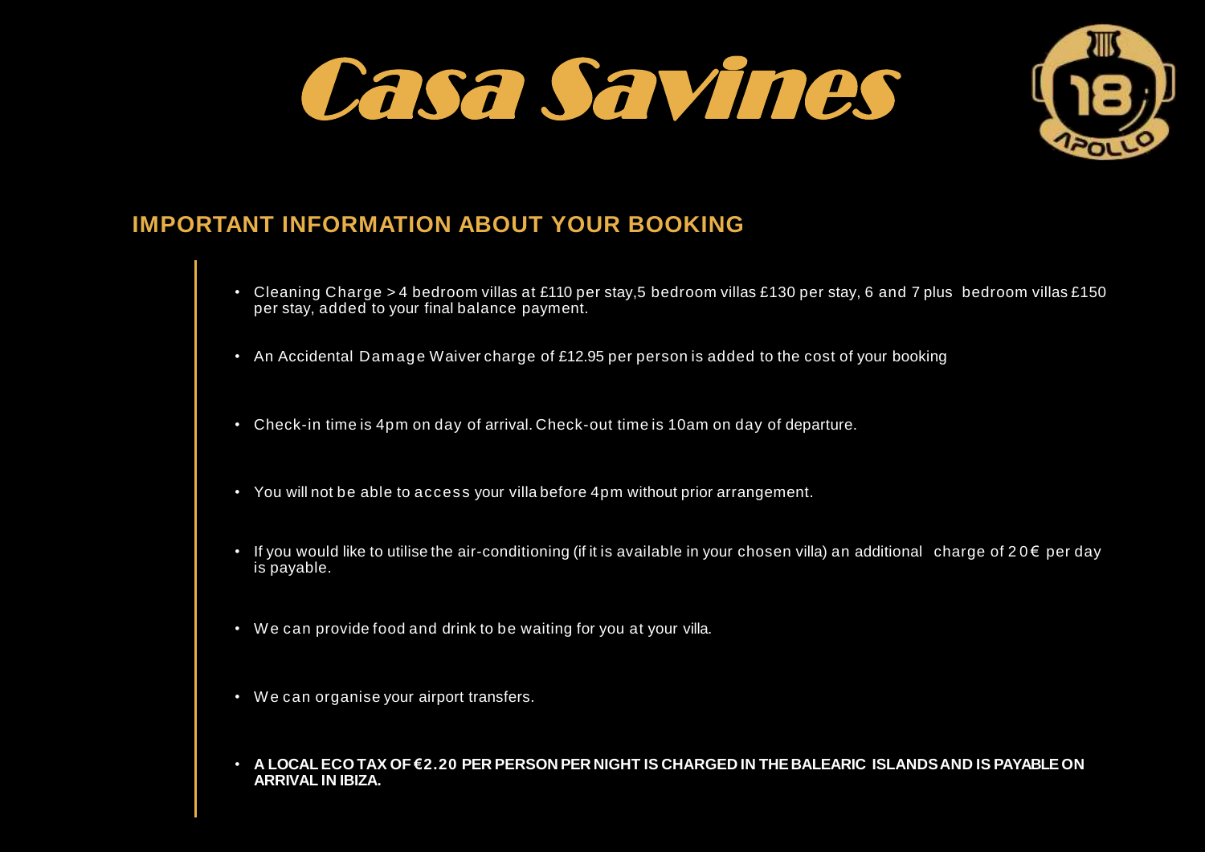# Casa Savines

## IMPORTANT INFORMATION ABOUT YOUR BOOKING

- Cleaning Charge > 4 bedroom villas at £110 per stay,5 bedroom villas £130 per stay, 6 and 7 plus bedroom villas £150 per stay, added to your final balance payment.
- An Accidental Damage Waiver charge of £12.95 per person is added to the cost of your booking
- Check-in time is 4pm on day of arrival. Check-out time is 10am on day of departure.
- You will not be able to access your villa before 4pm without prior arrangement.
- If you would like to utilise the air-conditioning (if it is available in your chosen villa) an additional charge of 20€ per day is payable.
- We can provide food and drink to be waiting for you at your villa.
- We can organise your airport transfers.
- **A LOCAL ECO TAX OF €2.20 PER PERSON PER NIGHT IS CHARGED IN THE BALEARIC ISLANDS AND IS PAYABLE ON ARRIVAL IN IBIZA.**